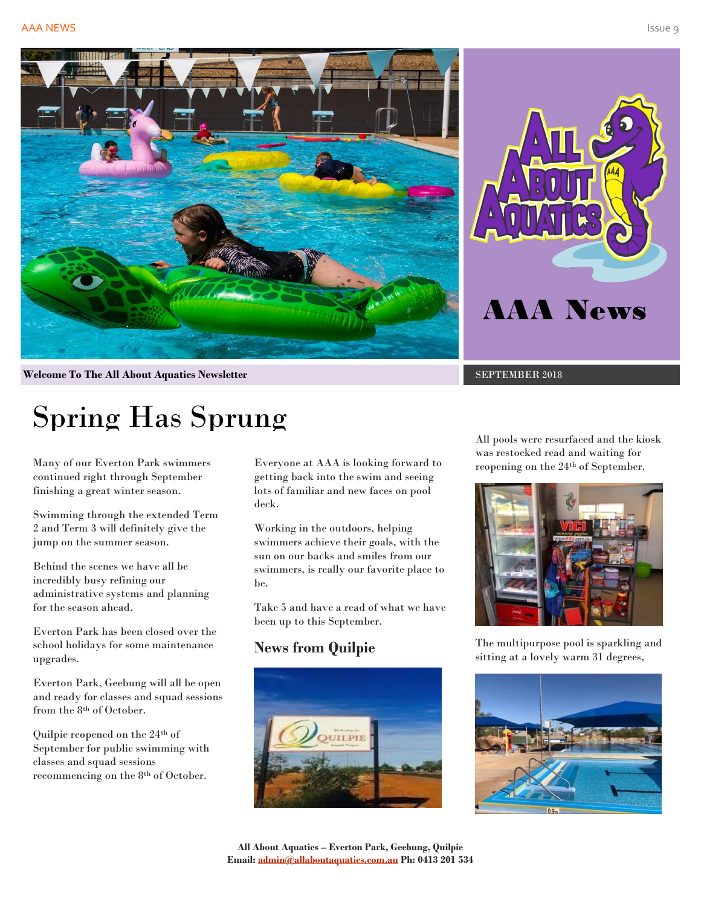# AAA News

**Welcome To The All About Aquatics Newsletter**

SEPTEMBER 2018

# Spring Has Sprung

Many of our Everton Park swimmers continued right through September finishing a great winter season.

Swimming through the extended Term 2 and Term 3 will definitely give the jump on the summer season.

Behind the scenes we have all be incredibly busy refining our administrative systems and planning for the season ahead.

Everton Park has been closed over the school holidays for some maintenance upgrades.

Everton Park, Geebung will all be open and ready for classes and squad sessions from the 8th of October.

Quilpie reopened on the 24th of September for public swimming with classes and squad sessions recommencing on the 8th of October.

Everyone at AAA is looking forward to getting back into the swim and seeing lots of familiar and new faces on pool deck.

Working in the outdoors, helping swimmers achieve their goals, with the sun on our backs and smiles from our swimmers, is really our favorite place to be.

Take 5 and have a read of what we have been up to this September.

## News from Quilpie

All pools were resurfaced and the kiosk was restocked read and waiting for reopening on the 24th of September.

The multipurpose pool is sparkling and sitting at a lovely warm 31 degrees,

**All About Aquatics – Everton Park, Geebung, Quilpie**
**Email: admin@allaboutaquatics.com.au Ph: 0413 201 534**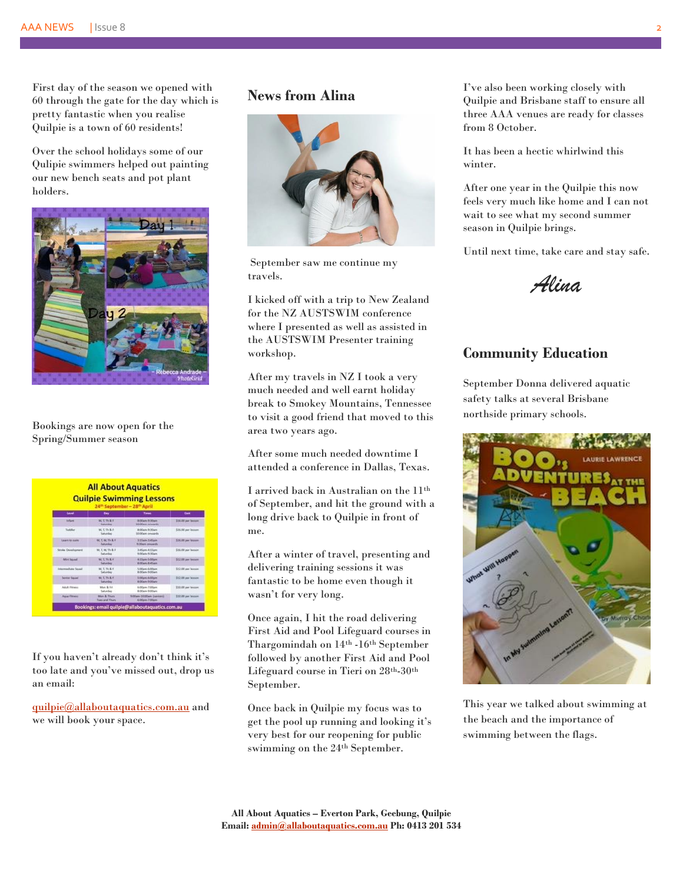First day of the season we opened with 60 through the gate for the day which is pretty fantastic when you realise Quilpie is a town of 60 residents!

Over the school holidays some of our Qulipie swimmers helped out painting our new bench seats and pot plant holders.

Bookings are now open for the Spring/Summer season

If you haven't already don't think it's too late and you've missed out, drop us an email:

quilpie@allaboutaquatics.com.au and we will book your space.

## News from Alina

September saw me continue my travels.

I kicked off with a trip to New Zealand for the NZ AUSTSWIM conference where I presented as well as assisted in the AUSTSWIM Presenter training workshop.

After my travels in NZ I took a very much needed and well earnt holiday break to Smokey Mountains, Tennessee to visit a good friend that moved to this area two years ago.

After some much needed downtime I attended a conference in Dallas, Texas.

I arrived back in Australian on the 11th of September, and hit the ground with a long drive back to Quilpie in front of me.

After a winter of travel, presenting and delivering training sessions it was fantastic to be home even though it wasn't for very long.

Once again, I hit the road delivering First Aid and Pool Lifeguard courses in Thargomindah on 14th -16th September followed by another First Aid and Pool Lifeguard course in Tieri on 28th-30th September.

Once back in Quilpie my focus was to get the pool up running and looking it's very best for our reopening for public swimming on the 24th September.

I've also been working closely with Quilpie and Brisbane staff to ensure all three AAA venues are ready for classes from 8 October.

It has been a hectic whirlwind this winter.

After one year in the Quilpie this now feels very much like home and I can not wait to see what my second summer season in Quilpie brings.

Until next time, take care and stay safe.

*Alina*

## Community Education

September Donna delivered aquatic safety talks at several Brisbane northside primary schools.

This year we talked about swimming at the beach and the importance of swimming between the flags.

**All About Aquatics – Everton Park, Geebung, Quilpie**
**Email: admin@allaboutaquatics.com.au Ph: 0413 201 534**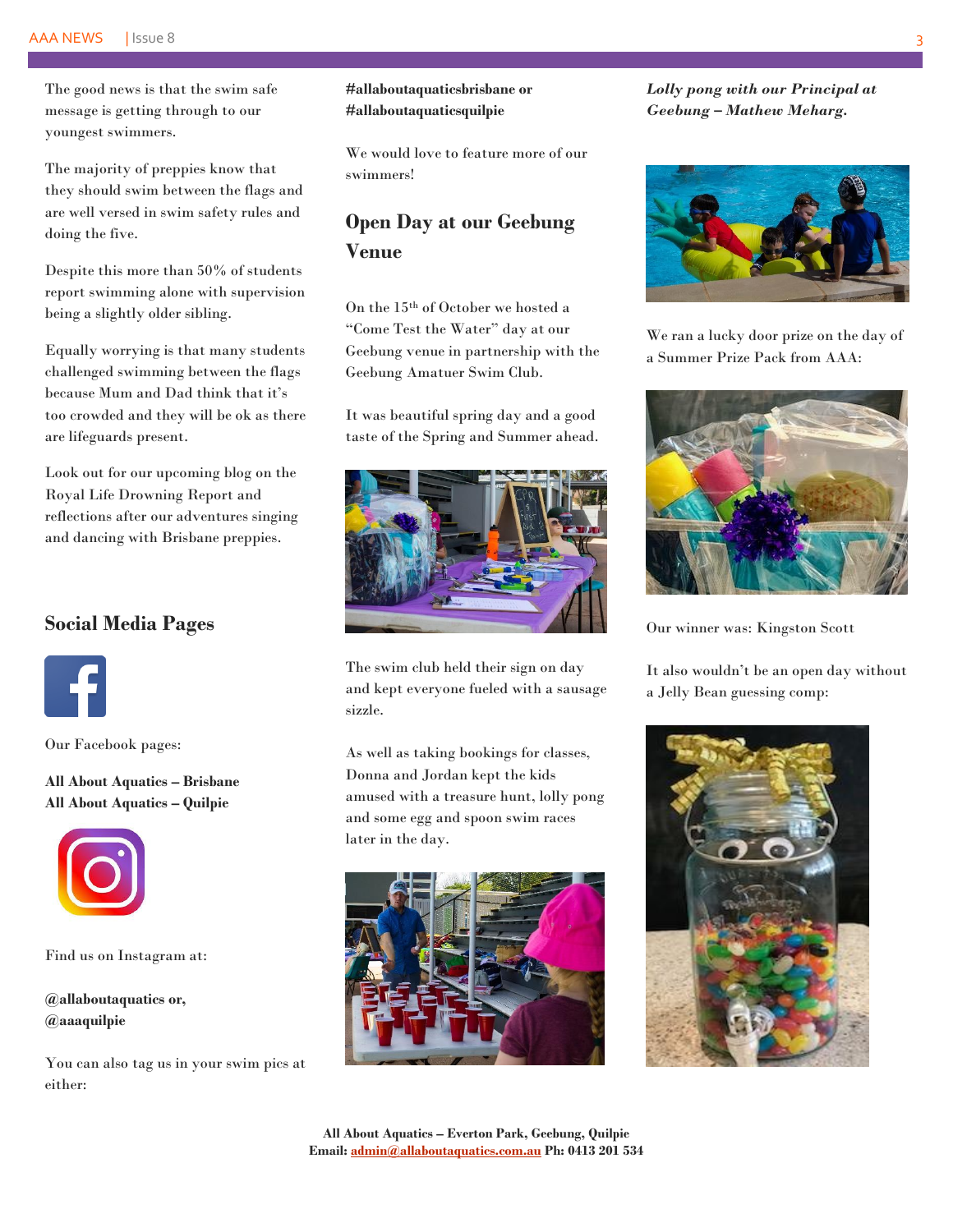The good news is that the swim safe message is getting through to our youngest swimmers.

The majority of preppies know that they should swim between the flags and are well versed in swim safety rules and doing the five.

Despite this more than 50% of students report swimming alone with supervision being a slightly older sibling.

Equally worrying is that many students challenged swimming between the flags because Mum and Dad think that it's too crowded and they will be ok as there are lifeguards present.

Look out for our upcoming blog on the Royal Life Drowning Report and reflections after our adventures singing and dancing with Brisbane preppies.

## Social Media Pages

Our Facebook pages:

**All About Aquatics – Brisbane**
**All About Aquatics – Quilpie**

Find us on Instagram at:

**@allaboutaquatics or,**
**@aaaquilpie**

You can also tag us in your swim pics at either:

**#allaboutaquaticsbrisbane or #allaboutaquaticsquilpie**

We would love to feature more of our swimmers!

## Open Day at our Geebung Venue

On the 15th of October we hosted a "Come Test the Water" day at our Geebung venue in partnership with the Geebung Amatuer Swim Club.

It was beautiful spring day and a good taste of the Spring and Summer ahead.

The swim club held their sign on day and kept everyone fueled with a sausage sizzle.

As well as taking bookings for classes, Donna and Jordan kept the kids amused with a treasure hunt, lolly pong and some egg and spoon swim races later in the day.

***Lolly pong with our Principal at Geebung – Mathew Meharg.***

We ran a lucky door prize on the day of a Summer Prize Pack from AAA:

Our winner was: Kingston Scott

It also wouldn't be an open day without a Jelly Bean guessing comp:

**All About Aquatics – Everton Park, Geebung, Quilpie**
**Email: admin@allaboutaquatics.com.au Ph: 0413 201 534**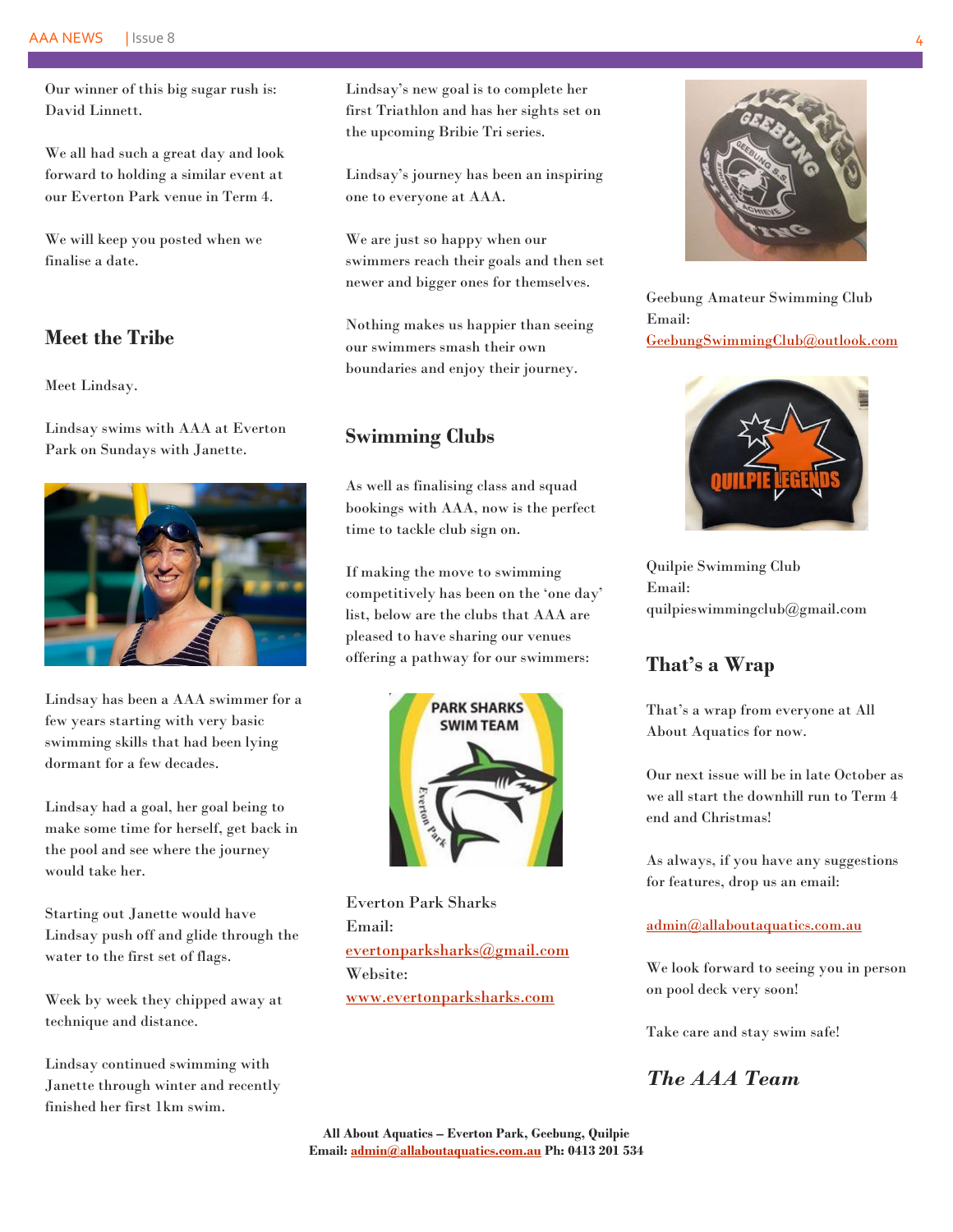Our winner of this big sugar rush is: David Linnett.

We all had such a great day and look forward to holding a similar event at our Everton Park venue in Term 4.

We will keep you posted when we finalise a date.

## Meet the Tribe

Meet Lindsay.

Lindsay swims with AAA at Everton Park on Sundays with Janette.

Lindsay has been a AAA swimmer for a few years starting with very basic swimming skills that had been lying dormant for a few decades.

Lindsay had a goal, her goal being to make some time for herself, get back in the pool and see where the journey would take her.

Starting out Janette would have Lindsay push off and glide through the water to the first set of flags.

Week by week they chipped away at technique and distance.

Lindsay continued swimming with Janette through winter and recently finished her first 1km swim.

Lindsay's new goal is to complete her first Triathlon and has her sights set on the upcoming Bribie Tri series.

Lindsay's journey has been an inspiring one to everyone at AAA.

We are just so happy when our swimmers reach their goals and then set newer and bigger ones for themselves.

Nothing makes us happier than seeing our swimmers smash their own boundaries and enjoy their journey.

## Swimming Clubs

As well as finalising class and squad bookings with AAA, now is the perfect time to tackle club sign on.

If making the move to swimming competitively has been on the 'one day' list, below are the clubs that AAA are pleased to have sharing our venues offering a pathway for our swimmers:

Everton Park Sharks
Email:
evertonparksharks@gmail.com
Website:
www.evertonparksharks.com

Geebung Amateur Swimming Club
Email:
GeebungSwimmingClub@outlook.com

Quilpie Swimming Club
Email:
quilpieswimmingclub@gmail.com

## That's a Wrap

That's a wrap from everyone at All About Aquatics for now.

Our next issue will be in late October as we all start the downhill run to Term 4 end and Christmas!

As always, if you have any suggestions for features, drop us an email:

admin@allaboutaquatics.com.au

We look forward to seeing you in person on pool deck very soon!

Take care and stay swim safe!

***The AAA Team***

**All About Aquatics – Everton Park, Geebung, Quilpie**
**Email: admin@allaboutaquatics.com.au Ph: 0413 201 534**